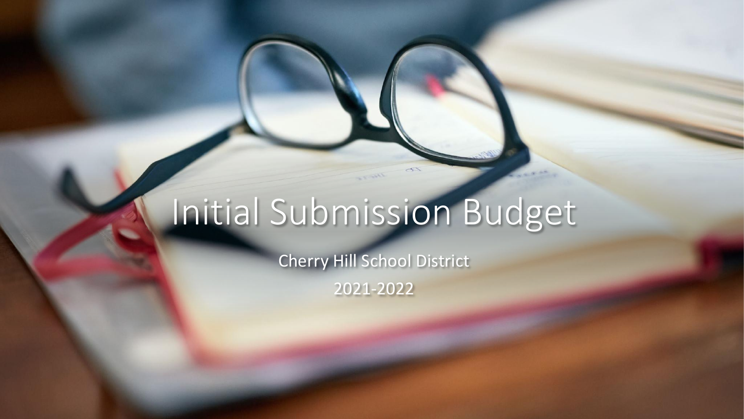# Initial Submission Budget

Cherry Hill School District

2021-2022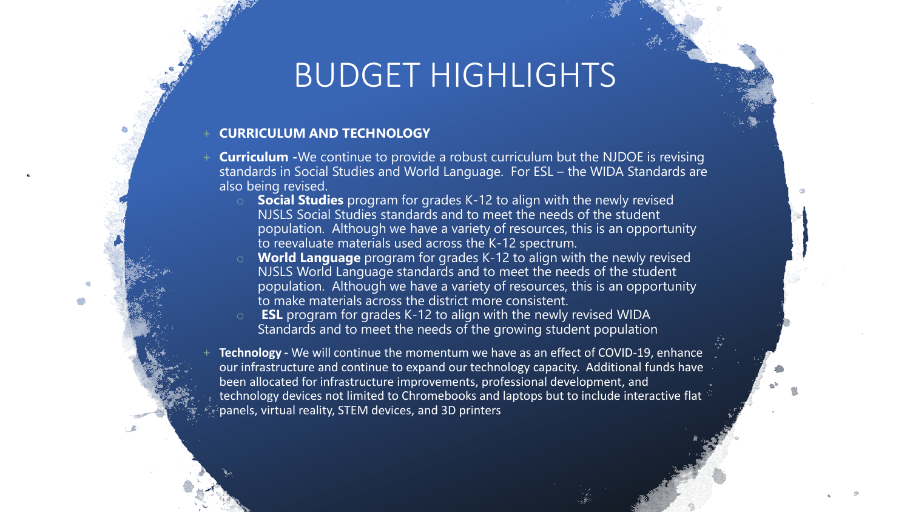# BUDGET HIGHLIGHTS

- **CURRICULUM AND TECHNOLOGY**
- **Curriculum -**We continue to provide a robust curriculum but the NJDOE is revising standards in Social Studies and World Language. For ESL – the WIDA Standards are also being revised.
  - **Social Studies** program for grades K-12 to align with the newly revised NJSLS Social Studies standards and to meet the needs of the student population. Although we have a variety of resources, this is an opportunity to reevaluate materials used across the K-12 spectrum.
  - **World Language** program for grades K-12 to align with the newly revised NJSLS World Language standards and to meet the needs of the student population. Although we have a variety of resources, this is an opportunity to make materials across the district more consistent.
  - **ESL** program for grades K-12 to align with the newly revised WIDA Standards and to meet the needs of the growing student population
- **Technology -** We will continue the momentum we have as an effect of COVID-19, enhance our infrastructure and continue to expand our technology capacity. Additional funds have been allocated for infrastructure improvements, professional development, and technology devices not limited to Chromebooks and laptops but to include interactive flat panels, virtual reality, STEM devices, and 3D printers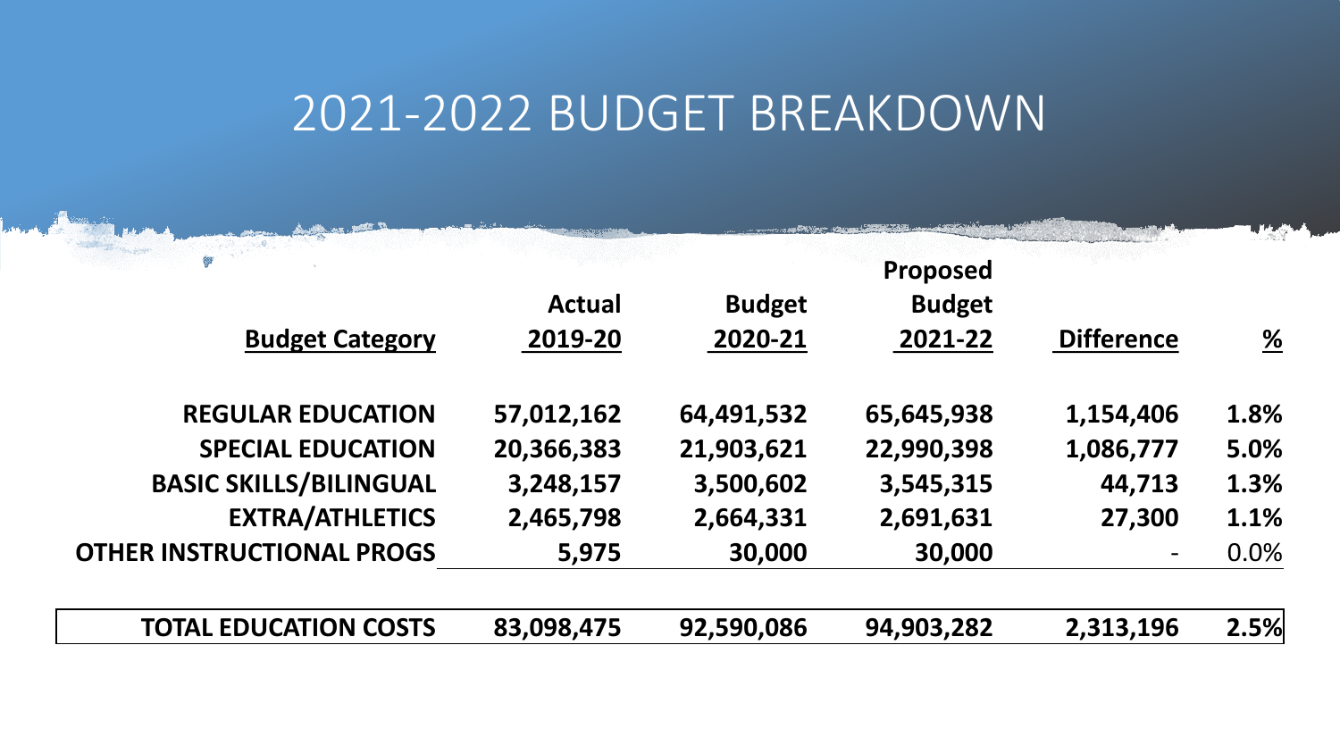# 2021-2022 BUDGET BREAKDOWN

| Budget Category | Actual 2019-20 | Budget 2020-21 | Proposed Budget 2021-22 | Difference | % |
|---|---|---|---|---|---|
| REGULAR EDUCATION | 57,012,162 | 64,491,532 | 65,645,938 | 1,154,406 | 1.8% |
| SPECIAL EDUCATION | 20,366,383 | 21,903,621 | 22,990,398 | 1,086,777 | 5.0% |
| BASIC SKILLS/BILINGUAL | 3,248,157 | 3,500,602 | 3,545,315 | 44,713 | 1.3% |
| EXTRA/ATHLETICS | 2,465,798 | 2,664,331 | 2,691,631 | 27,300 | 1.1% |
| OTHER INSTRUCTIONAL PROGS | 5,975 | 30,000 | 30,000 | - | 0.0% |
| **TOTAL EDUCATION COSTS** | **83,098,475** | **92,590,086** | **94,903,282** | **2,313,196** | **2.5%** |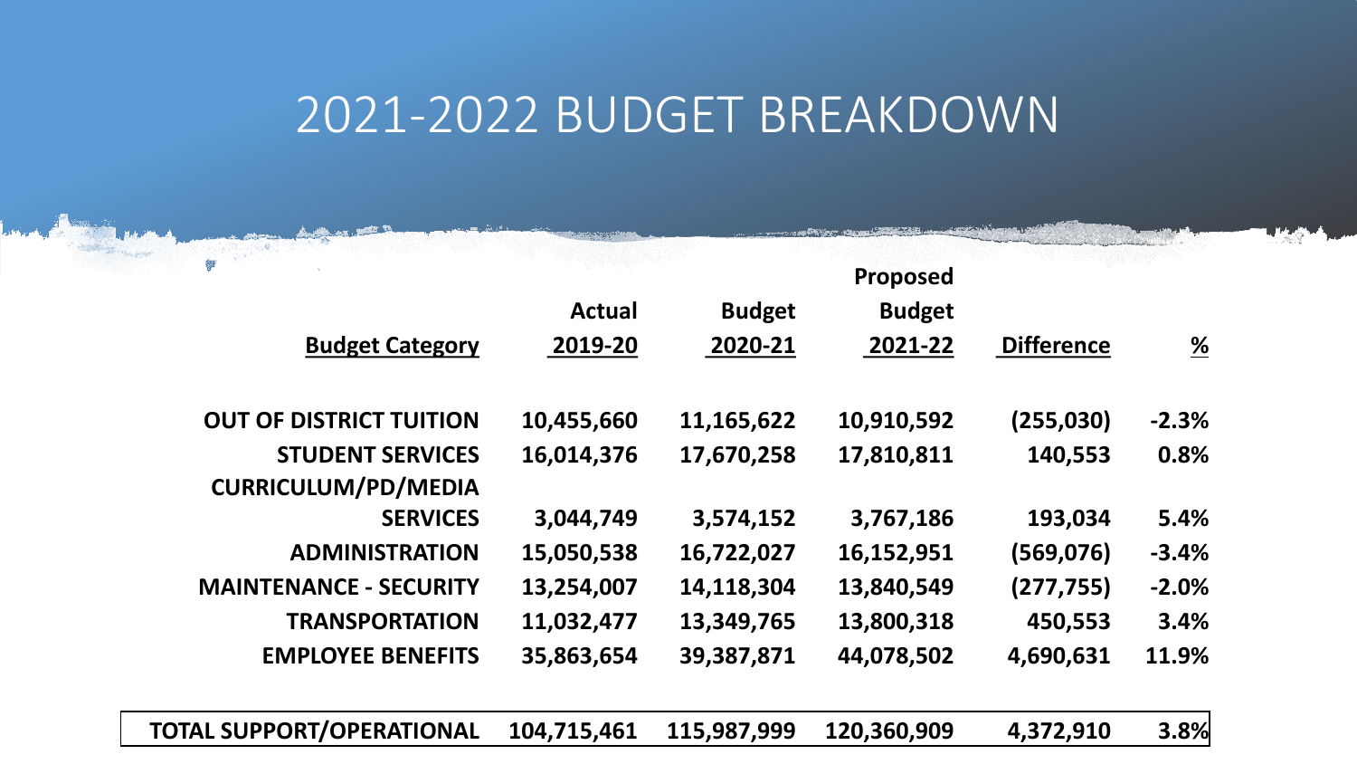# 2021-2022 BUDGET BREAKDOWN

| Budget Category | Actual 2019-20 | Budget 2020-21 | Proposed Budget 2021-22 | Difference | % |
|---|---|---|---|---|---|
| OUT OF DISTRICT TUITION | 10,455,660 | 11,165,622 | 10,910,592 | (255,030) | -2.3% |
| STUDENT SERVICES | 16,014,376 | 17,670,258 | 17,810,811 | 140,553 | 0.8% |
| CURRICULUM/PD/MEDIA SERVICES | 3,044,749 | 3,574,152 | 3,767,186 | 193,034 | 5.4% |
| ADMINISTRATION | 15,050,538 | 16,722,027 | 16,152,951 | (569,076) | -3.4% |
| MAINTENANCE - SECURITY | 13,254,007 | 14,118,304 | 13,840,549 | (277,755) | -2.0% |
| TRANSPORTATION | 11,032,477 | 13,349,765 | 13,800,318 | 450,553 | 3.4% |
| EMPLOYEE BENEFITS | 35,863,654 | 39,387,871 | 44,078,502 | 4,690,631 | 11.9% |
| TOTAL SUPPORT/OPERATIONAL | 104,715,461 | 115,987,999 | 120,360,909 | 4,372,910 | 3.8% |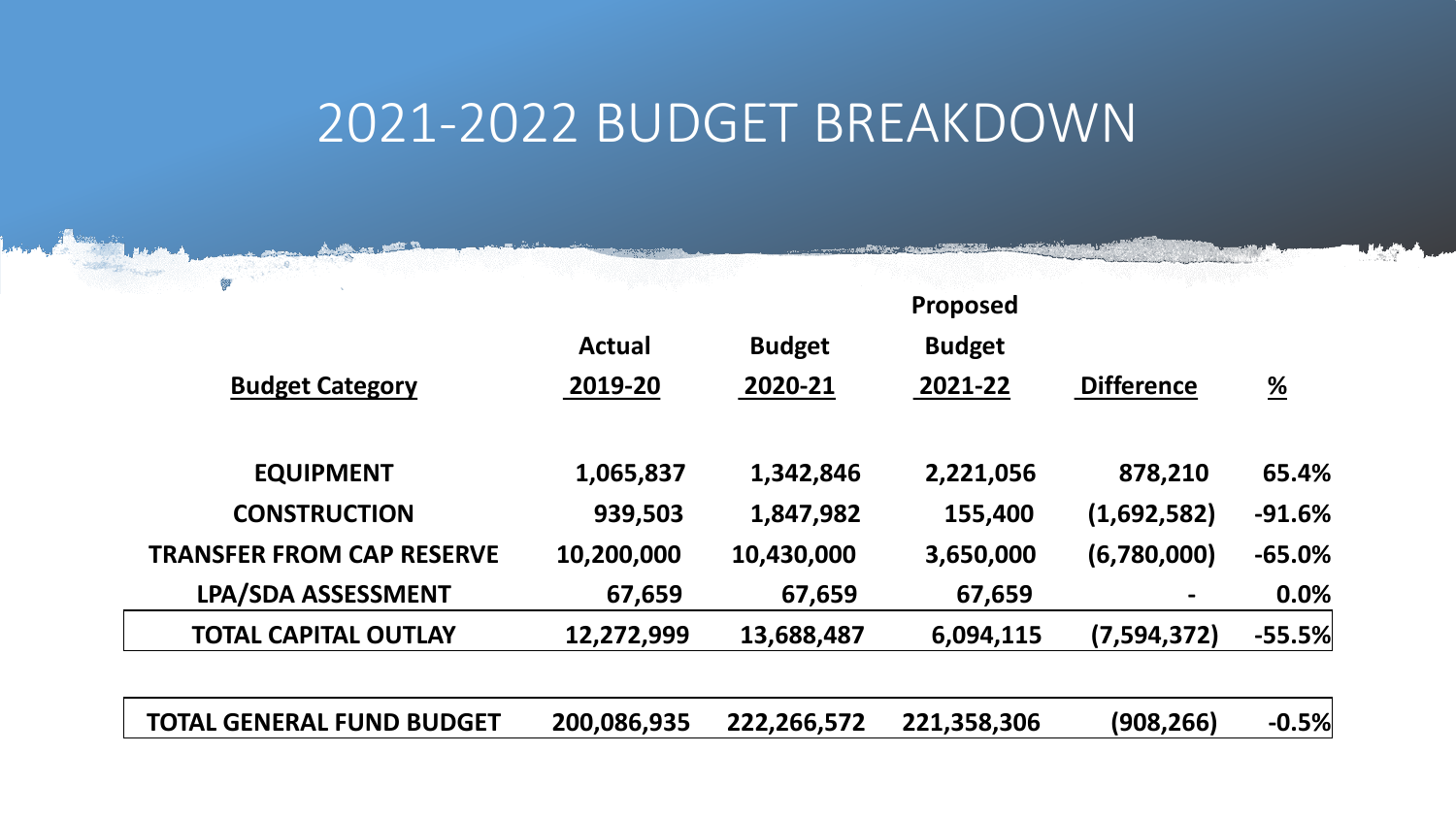# 2021-2022 BUDGET BREAKDOWN

| Budget Category | Actual 2019-20 | Budget 2020-21 | Proposed Budget 2021-22 | Difference | % |
|---|---|---|---|---|---|
| **EQUIPMENT** | **1,065,837** | **1,342,846** | **2,221,056** | **878,210** | **65.4%** |
| **CONSTRUCTION** | **939,503** | **1,847,982** | **155,400** | **(1,692,582)** | **-91.6%** |
| **TRANSFER FROM CAP RESERVE** | **10,200,000** | **10,430,000** | **3,650,000** | **(6,780,000)** | **-65.0%** |
| **LPA/SDA ASSESSMENT** | **67,659** | **67,659** | **67,659** | **-** | **0.0%** |
| **TOTAL CAPITAL OUTLAY** | **12,272,999** | **13,688,487** | **6,094,115** | **(7,594,372)** | **-55.5%** |
| | | | | | |
| **TOTAL GENERAL FUND BUDGET** | **200,086,935** | **222,266,572** | **221,358,306** | **(908,266)** | **-0.5%** |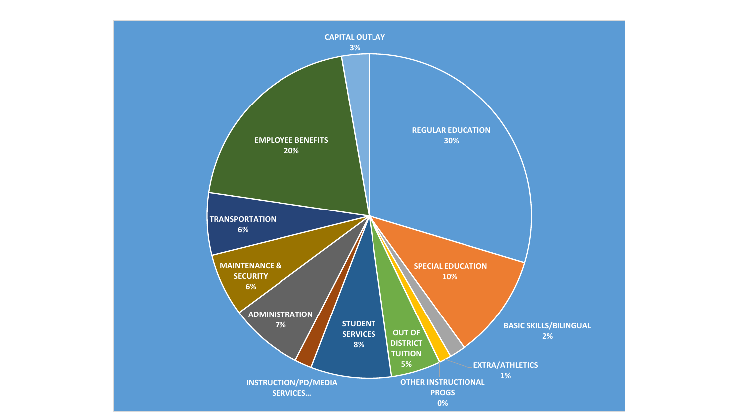CAPITAL OUTLAY
3%

REGULAR EDUCATION
30%

SPECIAL EDUCATION
10%

BASIC SKILLS/BILINGUAL
2%

EXTRA/ATHLETICS
1%

OTHER INSTRUCTIONAL PROGS
0%

OUT OF DISTRICT TUITION
5%

STUDENT SERVICES
8%

INSTRUCTION/PD/MEDIA SERVICES...

ADMINISTRATION
7%

MAINTENANCE & SECURITY
6%

TRANSPORTATION
6%

EMPLOYEE BENEFITS
20%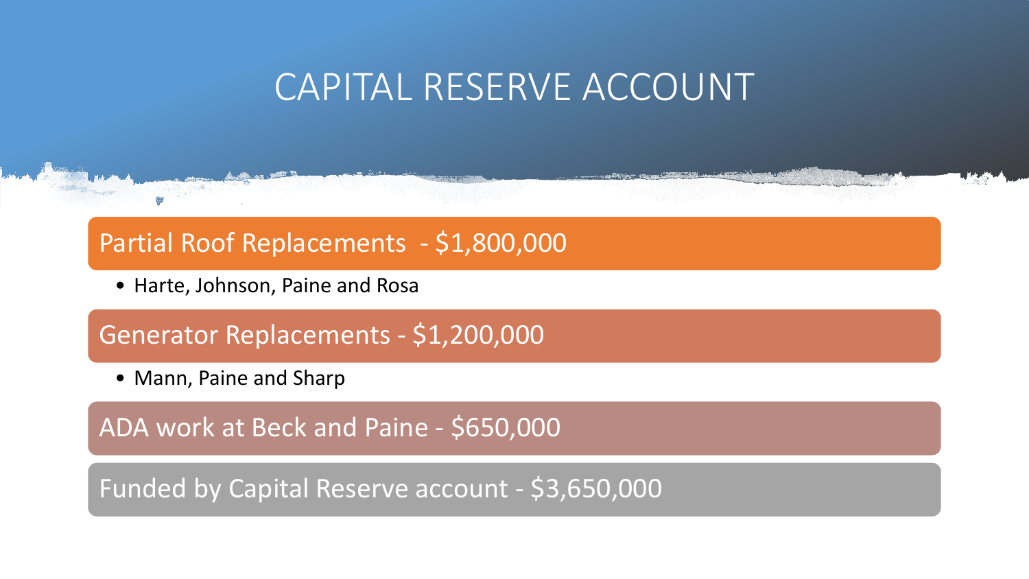# CAPITAL RESERVE ACCOUNT

## Partial Roof Replacements - $1,800,000

- Harte, Johnson, Paine and Rosa

## Generator Replacements - $1,200,000

- Mann, Paine and Sharp

## ADA work at Beck and Paine - $650,000

## Funded by Capital Reserve account - $3,650,000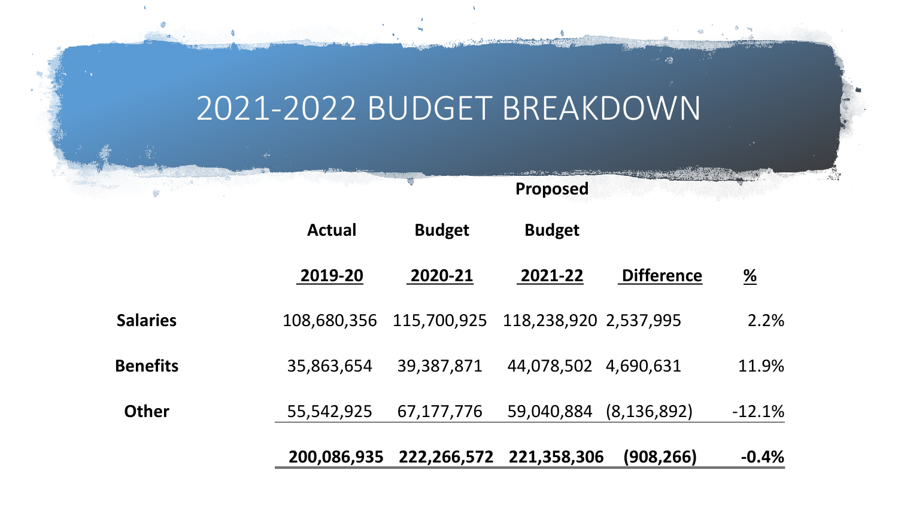# 2021-2022 BUDGET BREAKDOWN

| | Actual 2019-20 | Budget 2020-21 | Proposed Budget 2021-22 | Difference | % |
|---|---|---|---|---|---|
| **Salaries** | 108,680,356 | 115,700,925 | 118,238,920 | 2,537,995 | 2.2% |
| **Benefits** | 35,863,654 | 39,387,871 | 44,078,502 | 4,690,631 | 11.9% |
| **Other** | 55,542,925 | 67,177,776 | 59,040,884 | (8,136,892) | -12.1% |
| | **200,086,935** | **222,266,572** | **221,358,306** | **(908,266)** | **-0.4%** |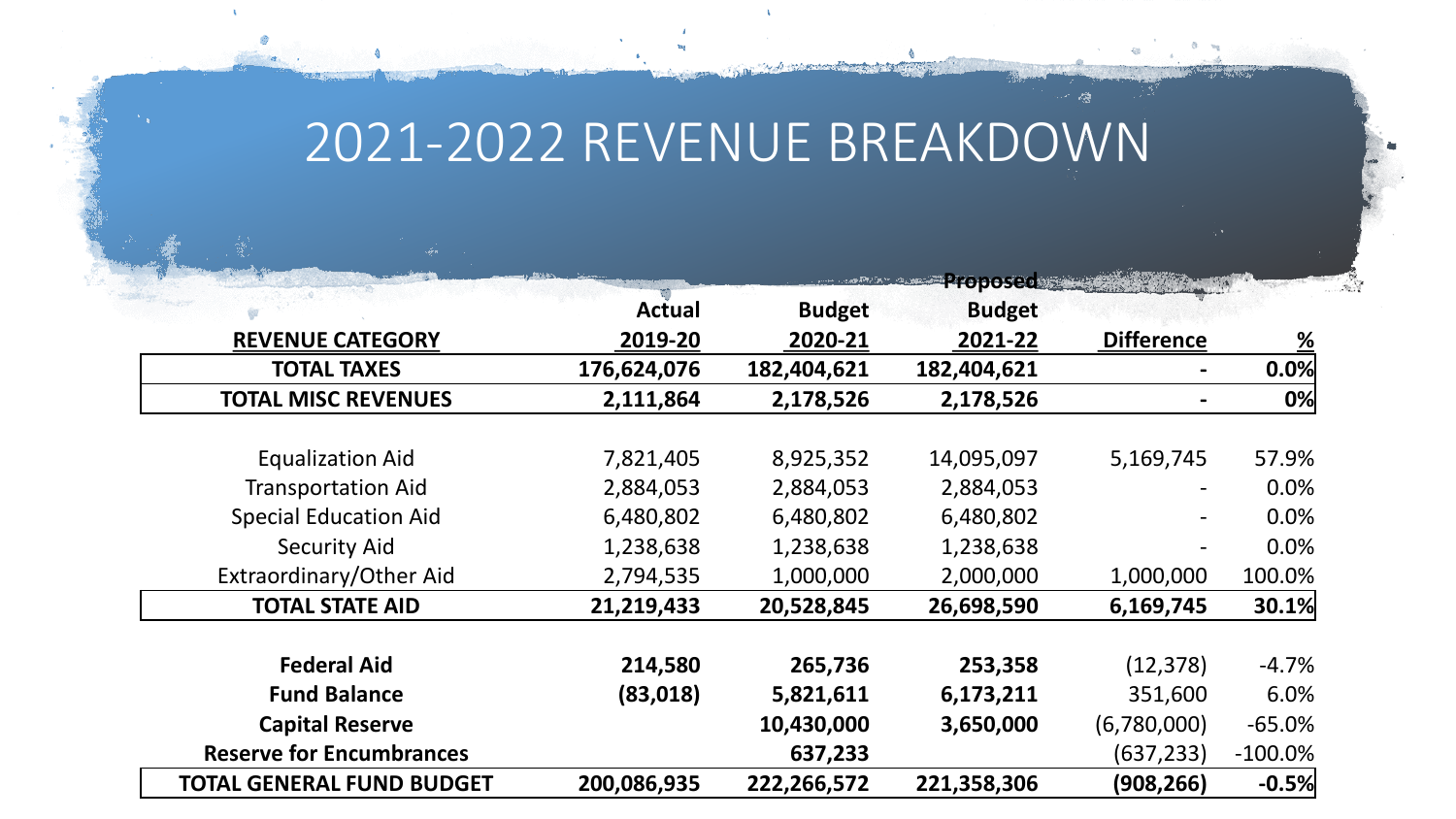# 2021-2022 REVENUE BREAKDOWN

| REVENUE CATEGORY | Actual 2019-20 | Budget 2020-21 | Proposed Budget 2021-22 | Difference | % |
|---|---|---|---|---|---|
| **TOTAL TAXES** | **176,624,076** | **182,404,621** | **182,404,621** | **-** | **0.0%** |
| **TOTAL MISC REVENUES** | **2,111,864** | **2,178,526** | **2,178,526** | **-** | **0%** |
| | | | | | |
| Equalization Aid | 7,821,405 | 8,925,352 | 14,095,097 | 5,169,745 | 57.9% |
| Transportation Aid | 2,884,053 | 2,884,053 | 2,884,053 | - | 0.0% |
| Special Education Aid | 6,480,802 | 6,480,802 | 6,480,802 | - | 0.0% |
| Security Aid | 1,238,638 | 1,238,638 | 1,238,638 | - | 0.0% |
| Extraordinary/Other Aid | 2,794,535 | 1,000,000 | 2,000,000 | 1,000,000 | 100.0% |
| **TOTAL STATE AID** | **21,219,433** | **20,528,845** | **26,698,590** | **6,169,745** | **30.1%** |
| | | | | | |
| **Federal Aid** | **214,580** | **265,736** | **253,358** | (12,378) | -4.7% |
| **Fund Balance** | **(83,018)** | **5,821,611** | **6,173,211** | 351,600 | 6.0% |
| **Capital Reserve** | | **10,430,000** | **3,650,000** | (6,780,000) | -65.0% |
| **Reserve for Encumbrances** | | **637,233** | | (637,233) | -100.0% |
| **TOTAL GENERAL FUND BUDGET** | **200,086,935** | **222,266,572** | **221,358,306** | **(908,266)** | **-0.5%** |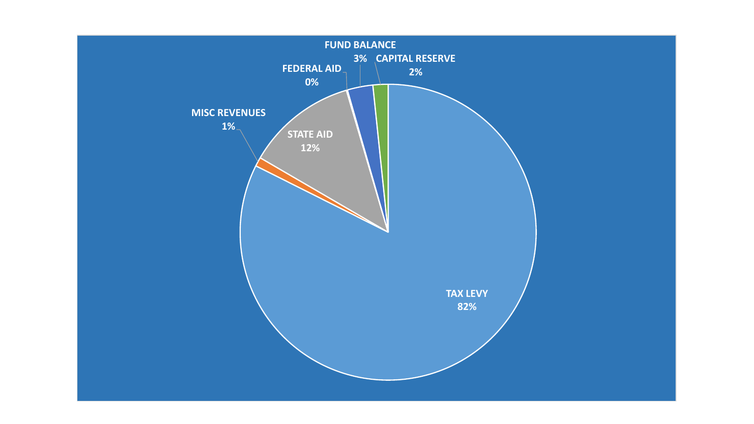FUND BALANCE
3%

CAPITAL RESERVE
2%

FEDERAL AID
0%

MISC REVENUES
1%

STATE AID
12%

TAX LEVY
82%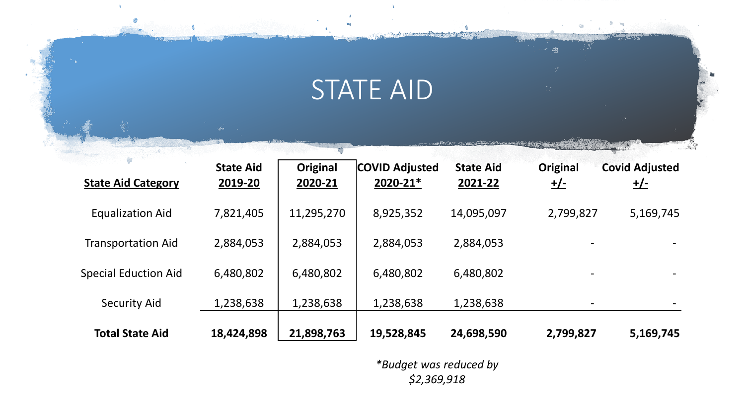# STATE AID

| State Aid Category | State Aid 2019-20 | Original 2020-21 | COVID Adjusted 2020-21* | State Aid 2021-22 | Original +/- | Covid Adjusted +/- |
|---|---|---|---|---|---|---|
| Equalization Aid | 7,821,405 | 11,295,270 | 8,925,352 | 14,095,097 | 2,799,827 | 5,169,745 |
| Transportation Aid | 2,884,053 | 2,884,053 | 2,884,053 | 2,884,053 | - | - |
| Special Eduction Aid | 6,480,802 | 6,480,802 | 6,480,802 | 6,480,802 | - | - |
| Security Aid | 1,238,638 | 1,238,638 | 1,238,638 | 1,238,638 | - | - |
| **Total State Aid** | **18,424,898** | **21,898,763** | **19,528,845** | **24,698,590** | **2,799,827** | **5,169,745** |

*\*Budget was reduced by $2,369,918*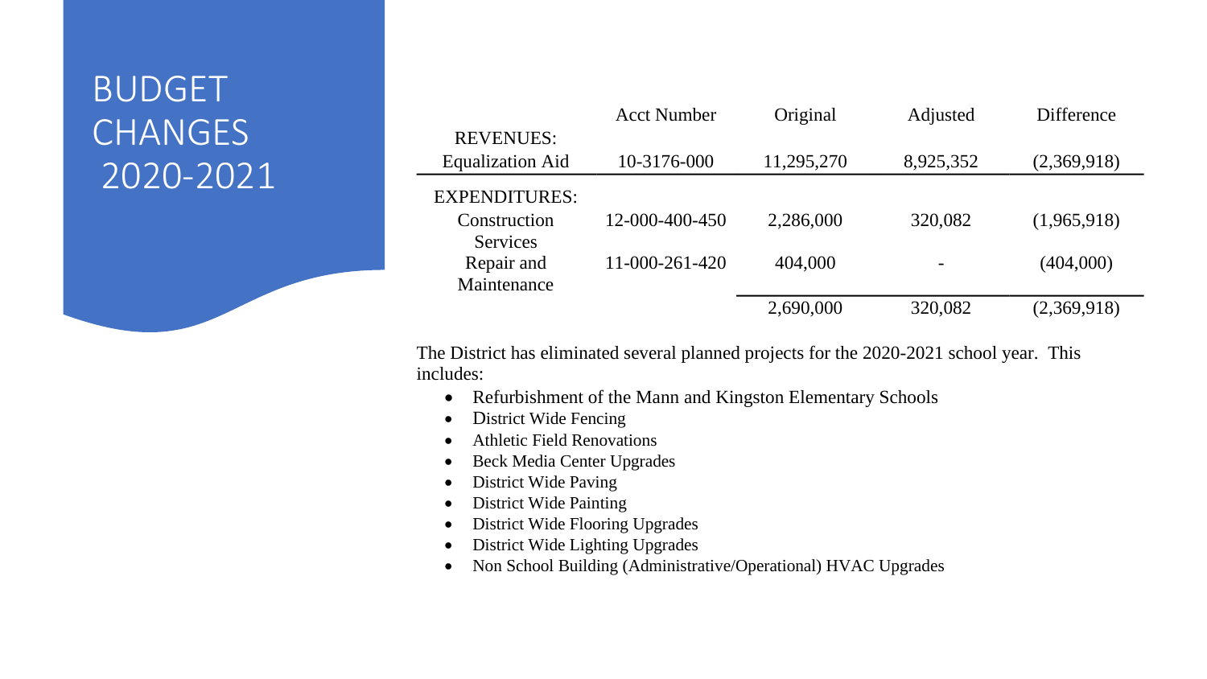# BUDGET CHANGES 2020-2021

| | Acct Number | Original | Adjusted | Difference |
|---|---|---|---|---|
| REVENUES: | | | | |
| Equalization Aid | 10-3176-000 | 11,295,270 | 8,925,352 | (2,369,918) |
| EXPENDITURES: | | | | |
| Construction Services | 12-000-400-450 | 2,286,000 | 320,082 | (1,965,918) |
| Repair and Maintenance | 11-000-261-420 | 404,000 | - | (404,000) |
| | | 2,690,000 | 320,082 | (2,369,918) |

The District has eliminated several planned projects for the 2020-2021 school year. This includes:

- Refurbishment of the Mann and Kingston Elementary Schools
- District Wide Fencing
- Athletic Field Renovations
- Beck Media Center Upgrades
- District Wide Paving
- District Wide Painting
- District Wide Flooring Upgrades
- District Wide Lighting Upgrades
- Non School Building (Administrative/Operational) HVAC Upgrades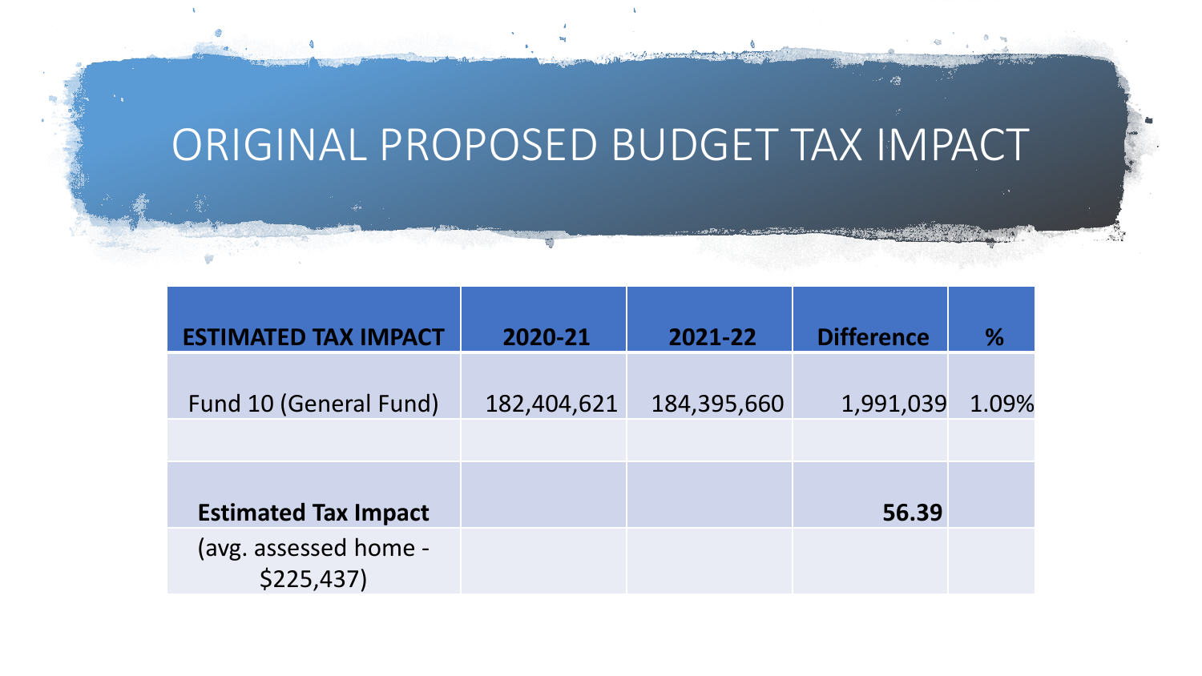# ORIGINAL PROPOSED BUDGET TAX IMPACT

| ESTIMATED TAX IMPACT | 2020-21 | 2021-22 | Difference | % |
|---|---|---|---|---|
| Fund 10 (General Fund) | 182,404,621 | 184,395,660 | 1,991,039 | 1.09% |
| | | | | |
| **Estimated Tax Impact** | | | **56.39** | |
| (avg. assessed home - $225,437) | | | | |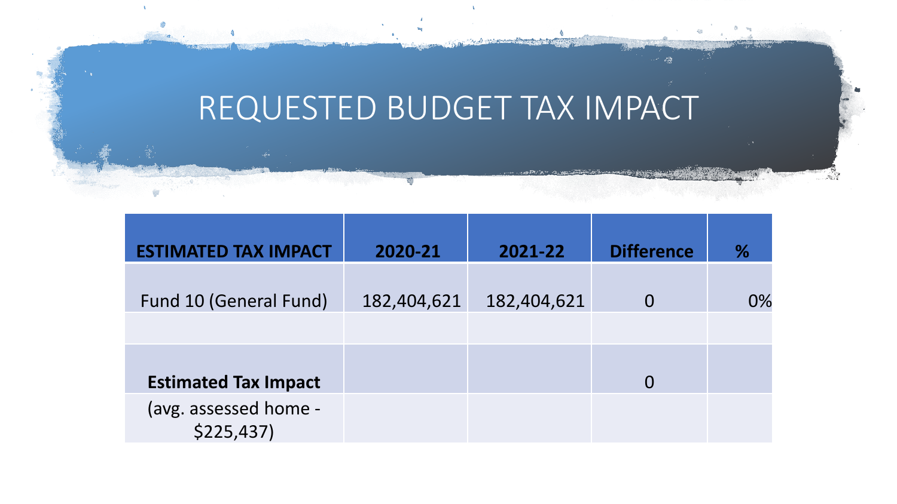# REQUESTED BUDGET TAX IMPACT

| ESTIMATED TAX IMPACT | 2020-21 | 2021-22 | Difference | % |
|---|---|---|---|---|
| Fund 10 (General Fund) | 182,404,621 | 182,404,621 | 0 | 0% |
| | | | | |
| **Estimated Tax Impact** | | | 0 | |
| (avg. assessed home - $225,437) | | | | |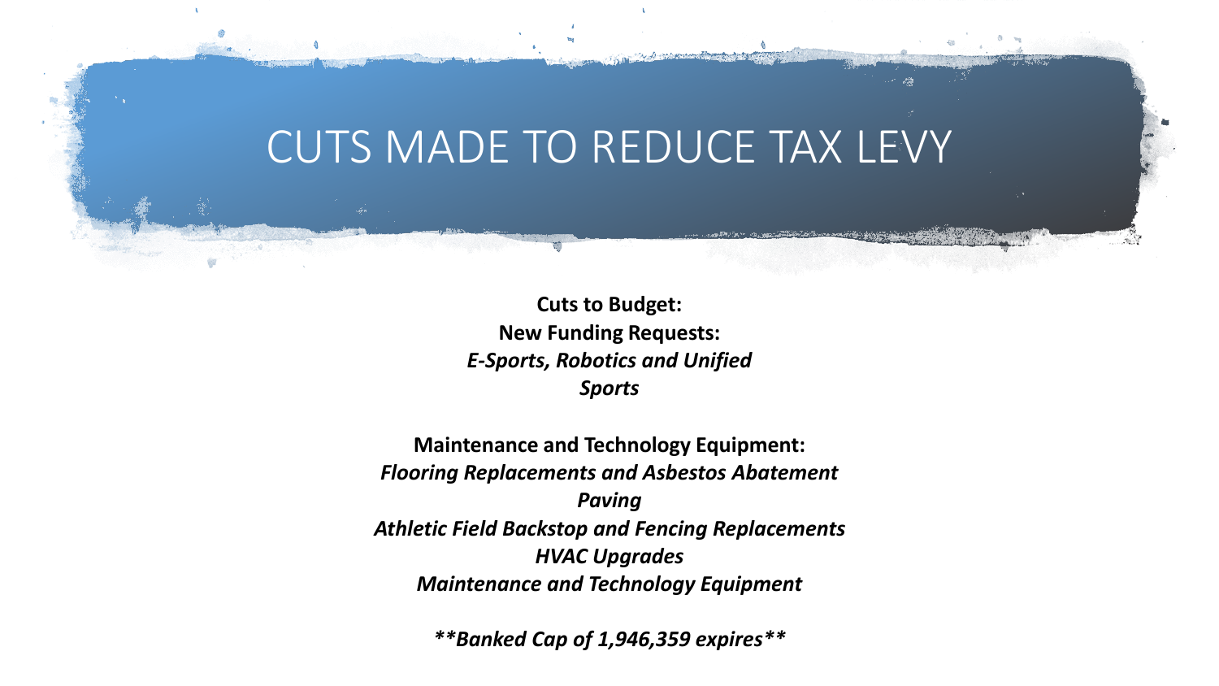# CUTS MADE TO REDUCE TAX LEVY

**Cuts to Budget:**
**New Funding Requests:**
***E-Sports, Robotics and Unified Sports***

**Maintenance and Technology Equipment:**
***Flooring Replacements and Asbestos Abatement***
***Paving***
***Athletic Field Backstop and Fencing Replacements***
***HVAC Upgrades***
***Maintenance and Technology Equipment***

***\*\*Banked Cap of 1,946,359 expires\*\****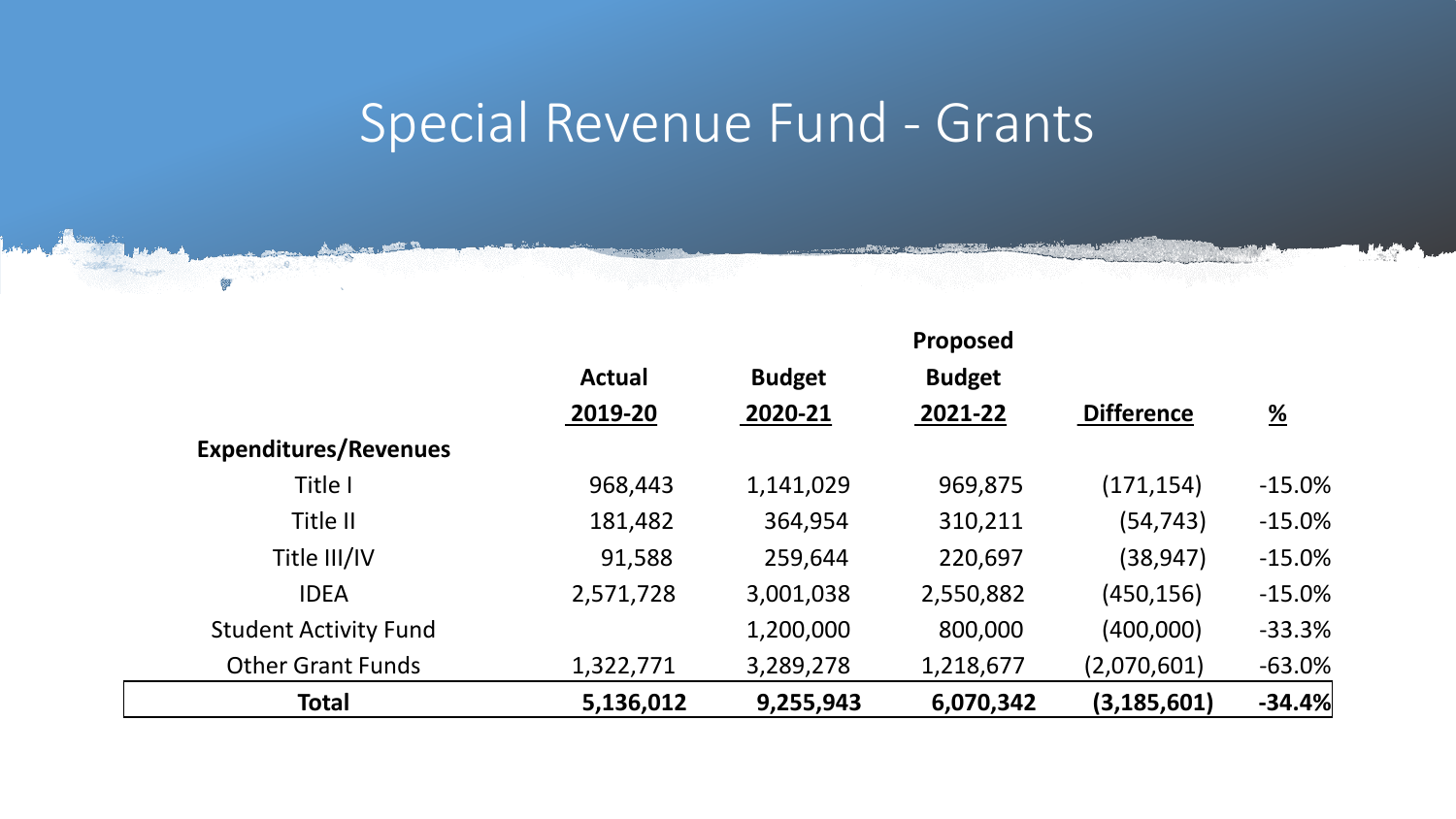# Special Revenue Fund - Grants

| | Actual 2019-20 | Budget 2020-21 | Proposed Budget 2021-22 | Difference | % |
|---|---|---|---|---|---|
| **Expenditures/Revenues** | | | | | |
| Title I | 968,443 | 1,141,029 | 969,875 | (171,154) | -15.0% |
| Title II | 181,482 | 364,954 | 310,211 | (54,743) | -15.0% |
| Title III/IV | 91,588 | 259,644 | 220,697 | (38,947) | -15.0% |
| IDEA | 2,571,728 | 3,001,038 | 2,550,882 | (450,156) | -15.0% |
| Student Activity Fund | | 1,200,000 | 800,000 | (400,000) | -33.3% |
| Other Grant Funds | 1,322,771 | 3,289,278 | 1,218,677 | (2,070,601) | -63.0% |
| **Total** | **5,136,012** | **9,255,943** | **6,070,342** | **(3,185,601)** | **-34.4%** |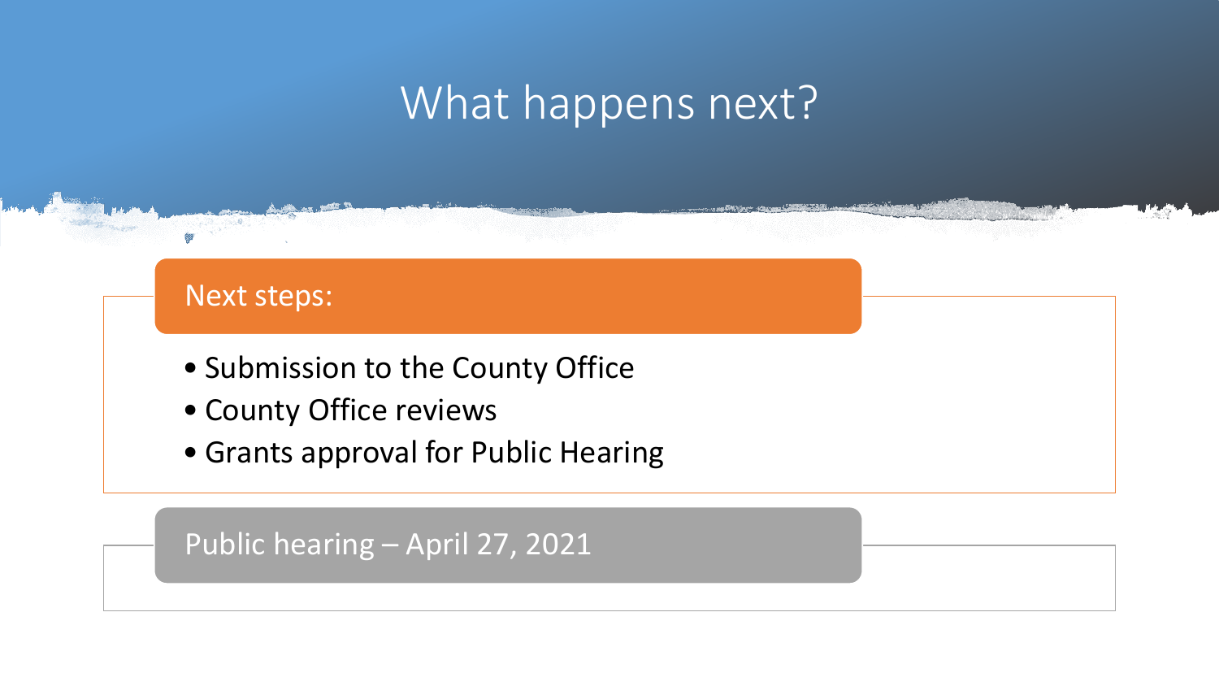# What happens next?

## Next steps:

- Submission to the County Office
- County Office reviews
- Grants approval for Public Hearing

## Public hearing – April 27, 2021